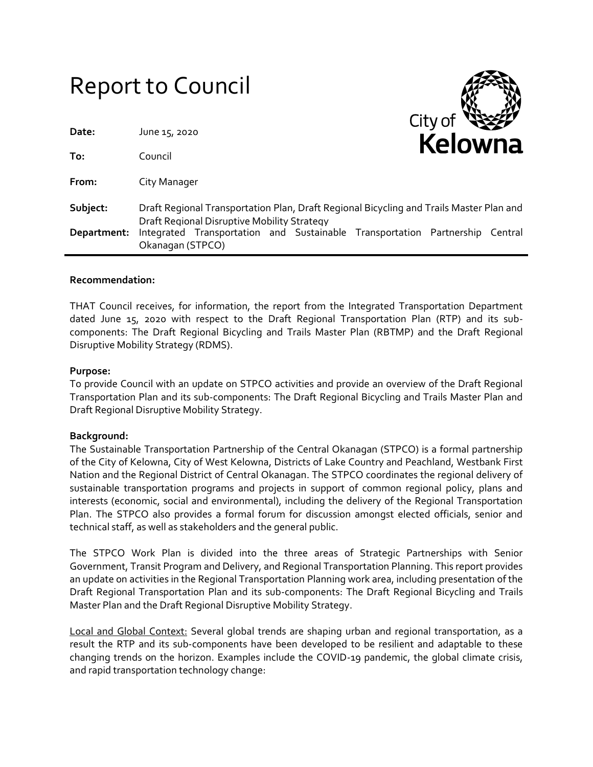# Report to Council

City of Kelowna

| | |
|---|---|
| **Date:** | June 15, 2020 |
| **To:** | Council |
| **From:** | City Manager |
| **Subject:** | Draft Regional Transportation Plan, Draft Regional Bicycling and Trails Master Plan and Draft Regional Disruptive Mobility Strategy |
| **Department:** | Integrated Transportation and Sustainable Transportation Partnership Central Okanagan (STPCO) |

**Recommendation:**

THAT Council receives, for information, the report from the Integrated Transportation Department dated June 15, 2020 with respect to the Draft Regional Transportation Plan (RTP) and its sub-components: The Draft Regional Bicycling and Trails Master Plan (RBTMP) and the Draft Regional Disruptive Mobility Strategy (RDMS).

**Purpose:**

To provide Council with an update on STPCO activities and provide an overview of the Draft Regional Transportation Plan and its sub-components: The Draft Regional Bicycling and Trails Master Plan and Draft Regional Disruptive Mobility Strategy.

**Background:**

The Sustainable Transportation Partnership of the Central Okanagan (STPCO) is a formal partnership of the City of Kelowna, City of West Kelowna, Districts of Lake Country and Peachland, Westbank First Nation and the Regional District of Central Okanagan. The STPCO coordinates the regional delivery of sustainable transportation programs and projects in support of common regional policy, plans and interests (economic, social and environmental), including the delivery of the Regional Transportation Plan. The STPCO also provides a formal forum for discussion amongst elected officials, senior and technical staff, as well as stakeholders and the general public.

The STPCO Work Plan is divided into the three areas of Strategic Partnerships with Senior Government, Transit Program and Delivery, and Regional Transportation Planning. This report provides an update on activities in the Regional Transportation Planning work area, including presentation of the Draft Regional Transportation Plan and its sub-components: The Draft Regional Bicycling and Trails Master Plan and the Draft Regional Disruptive Mobility Strategy.

<u>Local and Global Context:</u> Several global trends are shaping urban and regional transportation, as a result the RTP and its sub-components have been developed to be resilient and adaptable to these changing trends on the horizon. Examples include the COVID-19 pandemic, the global climate crisis, and rapid transportation technology change: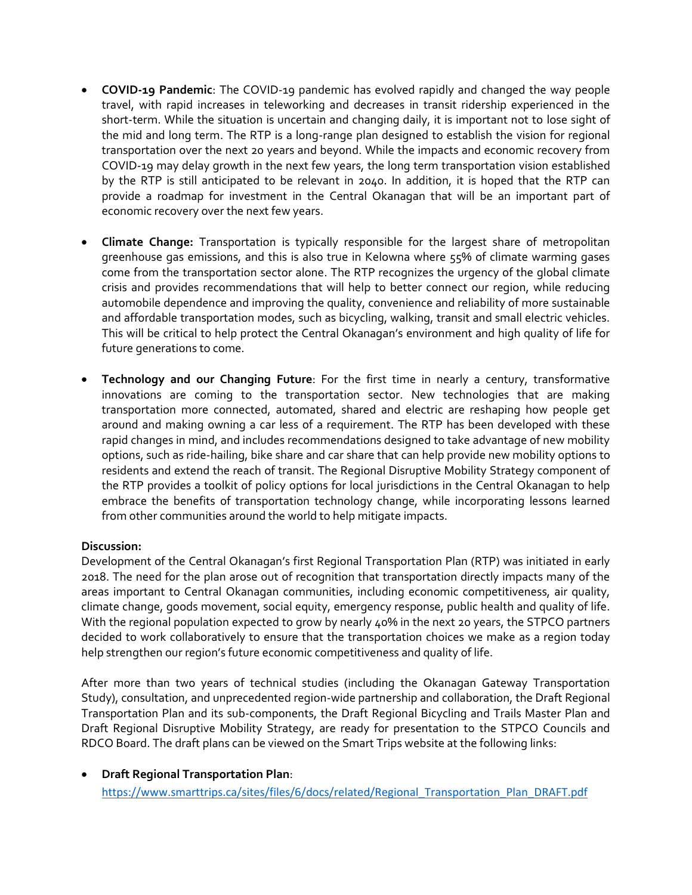- **COVID-19 Pandemic**: The COVID-19 pandemic has evolved rapidly and changed the way people travel, with rapid increases in teleworking and decreases in transit ridership experienced in the short-term. While the situation is uncertain and changing daily, it is important not to lose sight of the mid and long term. The RTP is a long-range plan designed to establish the vision for regional transportation over the next 20 years and beyond. While the impacts and economic recovery from COVID-19 may delay growth in the next few years, the long term transportation vision established by the RTP is still anticipated to be relevant in 2040. In addition, it is hoped that the RTP can provide a roadmap for investment in the Central Okanagan that will be an important part of economic recovery over the next few years.

- **Climate Change:** Transportation is typically responsible for the largest share of metropolitan greenhouse gas emissions, and this is also true in Kelowna where 55% of climate warming gases come from the transportation sector alone. The RTP recognizes the urgency of the global climate crisis and provides recommendations that will help to better connect our region, while reducing automobile dependence and improving the quality, convenience and reliability of more sustainable and affordable transportation modes, such as bicycling, walking, transit and small electric vehicles. This will be critical to help protect the Central Okanagan's environment and high quality of life for future generations to come.

- **Technology and our Changing Future**: For the first time in nearly a century, transformative innovations are coming to the transportation sector. New technologies that are making transportation more connected, automated, shared and electric are reshaping how people get around and making owning a car less of a requirement. The RTP has been developed with these rapid changes in mind, and includes recommendations designed to take advantage of new mobility options, such as ride-hailing, bike share and car share that can help provide new mobility options to residents and extend the reach of transit. The Regional Disruptive Mobility Strategy component of the RTP provides a toolkit of policy options for local jurisdictions in the Central Okanagan to help embrace the benefits of transportation technology change, while incorporating lessons learned from other communities around the world to help mitigate impacts.

**Discussion:**

Development of the Central Okanagan's first Regional Transportation Plan (RTP) was initiated in early 2018. The need for the plan arose out of recognition that transportation directly impacts many of the areas important to Central Okanagan communities, including economic competitiveness, air quality, climate change, goods movement, social equity, emergency response, public health and quality of life. With the regional population expected to grow by nearly 40% in the next 20 years, the STPCO partners decided to work collaboratively to ensure that the transportation choices we make as a region today help strengthen our region's future economic competitiveness and quality of life.

After more than two years of technical studies (including the Okanagan Gateway Transportation Study), consultation, and unprecedented region-wide partnership and collaboration, the Draft Regional Transportation Plan and its sub-components, the Draft Regional Bicycling and Trails Master Plan and Draft Regional Disruptive Mobility Strategy, are ready for presentation to the STPCO Councils and RDCO Board. The draft plans can be viewed on the Smart Trips website at the following links:

- **Draft Regional Transportation Plan**:
  https://www.smarttrips.ca/sites/files/6/docs/related/Regional_Transportation_Plan_DRAFT.pdf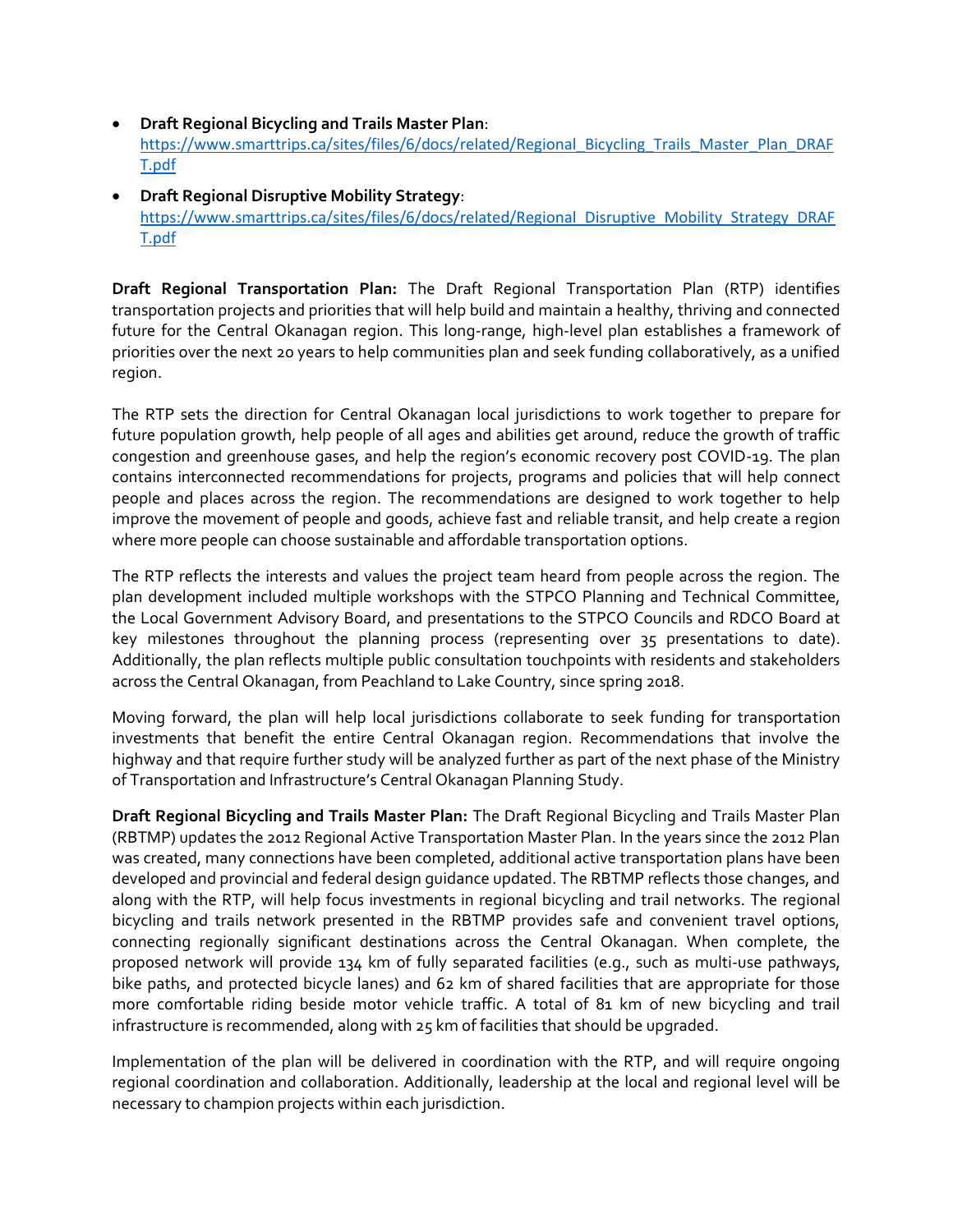- **Draft Regional Bicycling and Trails Master Plan**: https://www.smarttrips.ca/sites/files/6/docs/related/Regional_Bicycling_Trails_Master_Plan_DRAFT.pdf
- **Draft Regional Disruptive Mobility Strategy**: https://www.smarttrips.ca/sites/files/6/docs/related/Regional_Disruptive_Mobility_Strategy_DRAFT.pdf

**Draft Regional Transportation Plan:** The Draft Regional Transportation Plan (RTP) identifies transportation projects and priorities that will help build and maintain a healthy, thriving and connected future for the Central Okanagan region. This long-range, high-level plan establishes a framework of priorities over the next 20 years to help communities plan and seek funding collaboratively, as a unified region.

The RTP sets the direction for Central Okanagan local jurisdictions to work together to prepare for future population growth, help people of all ages and abilities get around, reduce the growth of traffic congestion and greenhouse gases, and help the region's economic recovery post COVID-19. The plan contains interconnected recommendations for projects, programs and policies that will help connect people and places across the region. The recommendations are designed to work together to help improve the movement of people and goods, achieve fast and reliable transit, and help create a region where more people can choose sustainable and affordable transportation options.

The RTP reflects the interests and values the project team heard from people across the region. The plan development included multiple workshops with the STPCO Planning and Technical Committee, the Local Government Advisory Board, and presentations to the STPCO Councils and RDCO Board at key milestones throughout the planning process (representing over 35 presentations to date). Additionally, the plan reflects multiple public consultation touchpoints with residents and stakeholders across the Central Okanagan, from Peachland to Lake Country, since spring 2018.

Moving forward, the plan will help local jurisdictions collaborate to seek funding for transportation investments that benefit the entire Central Okanagan region. Recommendations that involve the highway and that require further study will be analyzed further as part of the next phase of the Ministry of Transportation and Infrastructure's Central Okanagan Planning Study.

**Draft Regional Bicycling and Trails Master Plan:** The Draft Regional Bicycling and Trails Master Plan (RBTMP) updates the 2012 Regional Active Transportation Master Plan. In the years since the 2012 Plan was created, many connections have been completed, additional active transportation plans have been developed and provincial and federal design guidance updated. The RBTMP reflects those changes, and along with the RTP, will help focus investments in regional bicycling and trail networks. The regional bicycling and trails network presented in the RBTMP provides safe and convenient travel options, connecting regionally significant destinations across the Central Okanagan. When complete, the proposed network will provide 134 km of fully separated facilities (e.g., such as multi-use pathways, bike paths, and protected bicycle lanes) and 62 km of shared facilities that are appropriate for those more comfortable riding beside motor vehicle traffic. A total of 81 km of new bicycling and trail infrastructure is recommended, along with 25 km of facilities that should be upgraded.

Implementation of the plan will be delivered in coordination with the RTP, and will require ongoing regional coordination and collaboration. Additionally, leadership at the local and regional level will be necessary to champion projects within each jurisdiction.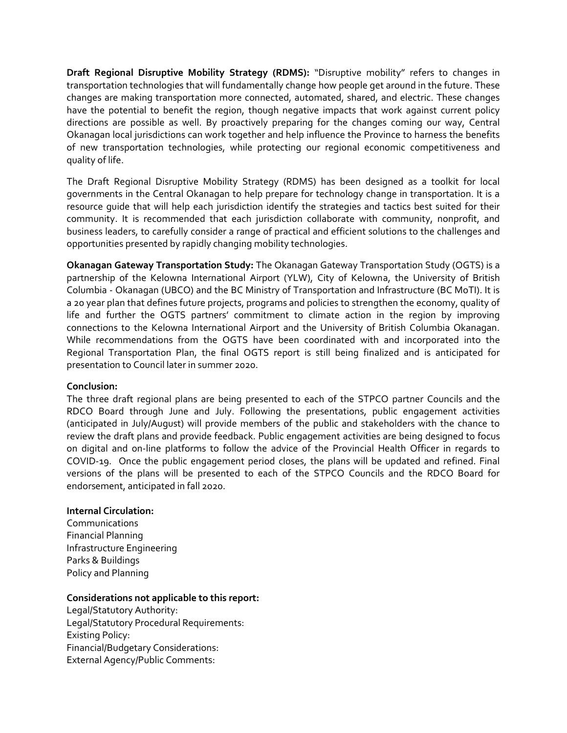**Draft Regional Disruptive Mobility Strategy (RDMS):** "Disruptive mobility" refers to changes in transportation technologies that will fundamentally change how people get around in the future. These changes are making transportation more connected, automated, shared, and electric. These changes have the potential to benefit the region, though negative impacts that work against current policy directions are possible as well. By proactively preparing for the changes coming our way, Central Okanagan local jurisdictions can work together and help influence the Province to harness the benefits of new transportation technologies, while protecting our regional economic competitiveness and quality of life.

The Draft Regional Disruptive Mobility Strategy (RDMS) has been designed as a toolkit for local governments in the Central Okanagan to help prepare for technology change in transportation. It is a resource guide that will help each jurisdiction identify the strategies and tactics best suited for their community. It is recommended that each jurisdiction collaborate with community, nonprofit, and business leaders, to carefully consider a range of practical and efficient solutions to the challenges and opportunities presented by rapidly changing mobility technologies.

**Okanagan Gateway Transportation Study:** The Okanagan Gateway Transportation Study (OGTS) is a partnership of the Kelowna International Airport (YLW), City of Kelowna, the University of British Columbia - Okanagan (UBCO) and the BC Ministry of Transportation and Infrastructure (BC MoTI). It is a 20 year plan that defines future projects, programs and policies to strengthen the economy, quality of life and further the OGTS partners' commitment to climate action in the region by improving connections to the Kelowna International Airport and the University of British Columbia Okanagan. While recommendations from the OGTS have been coordinated with and incorporated into the Regional Transportation Plan, the final OGTS report is still being finalized and is anticipated for presentation to Council later in summer 2020.

**Conclusion:**

The three draft regional plans are being presented to each of the STPCO partner Councils and the RDCO Board through June and July. Following the presentations, public engagement activities (anticipated in July/August) will provide members of the public and stakeholders with the chance to review the draft plans and provide feedback. Public engagement activities are being designed to focus on digital and on-line platforms to follow the advice of the Provincial Health Officer in regards to COVID-19. Once the public engagement period closes, the plans will be updated and refined. Final versions of the plans will be presented to each of the STPCO Councils and the RDCO Board for endorsement, anticipated in fall 2020.

**Internal Circulation:**

Communications
Financial Planning
Infrastructure Engineering
Parks & Buildings
Policy and Planning

**Considerations not applicable to this report:**

Legal/Statutory Authority:
Legal/Statutory Procedural Requirements:
Existing Policy:
Financial/Budgetary Considerations:
External Agency/Public Comments: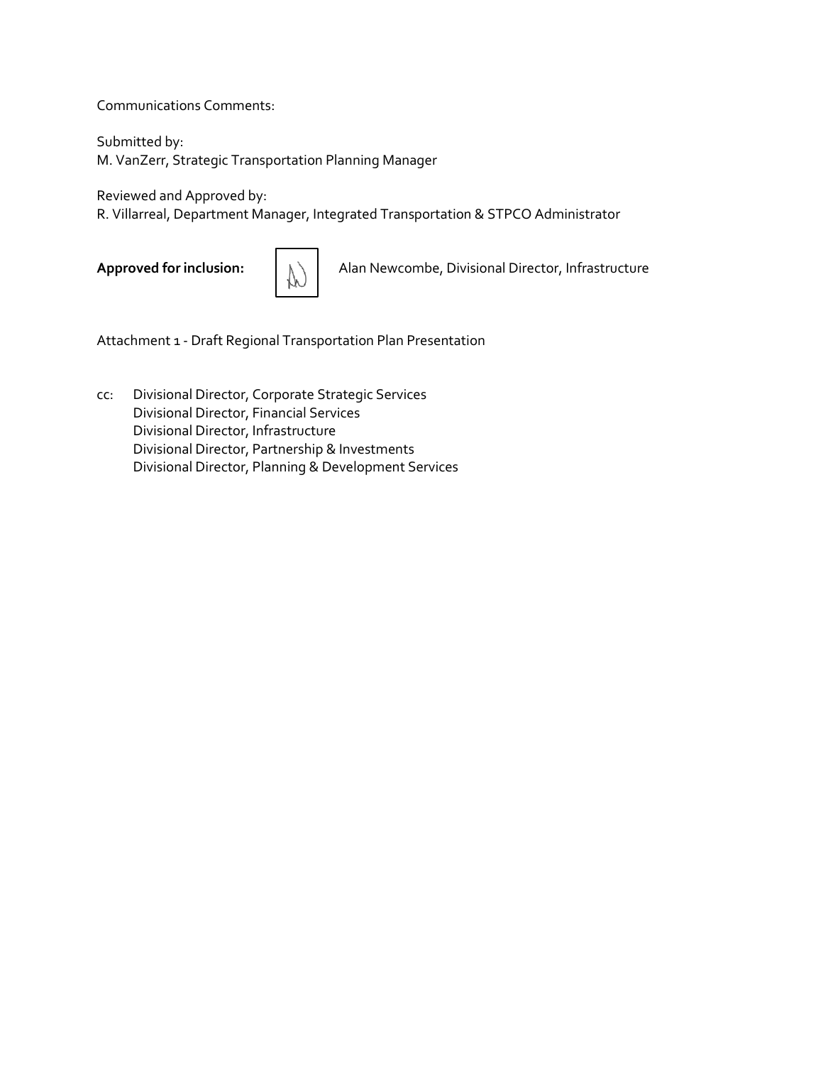Communications Comments:

Submitted by:
M. VanZerr, Strategic Transportation Planning Manager

Reviewed and Approved by:
R. Villarreal, Department Manager, Integrated Transportation & STPCO Administrator

**Approved for inclusion:** Alan Newcombe, Divisional Director, Infrastructure

Attachment 1 - Draft Regional Transportation Plan Presentation

cc: Divisional Director, Corporate Strategic Services
Divisional Director, Financial Services
Divisional Director, Infrastructure
Divisional Director, Partnership & Investments
Divisional Director, Planning & Development Services